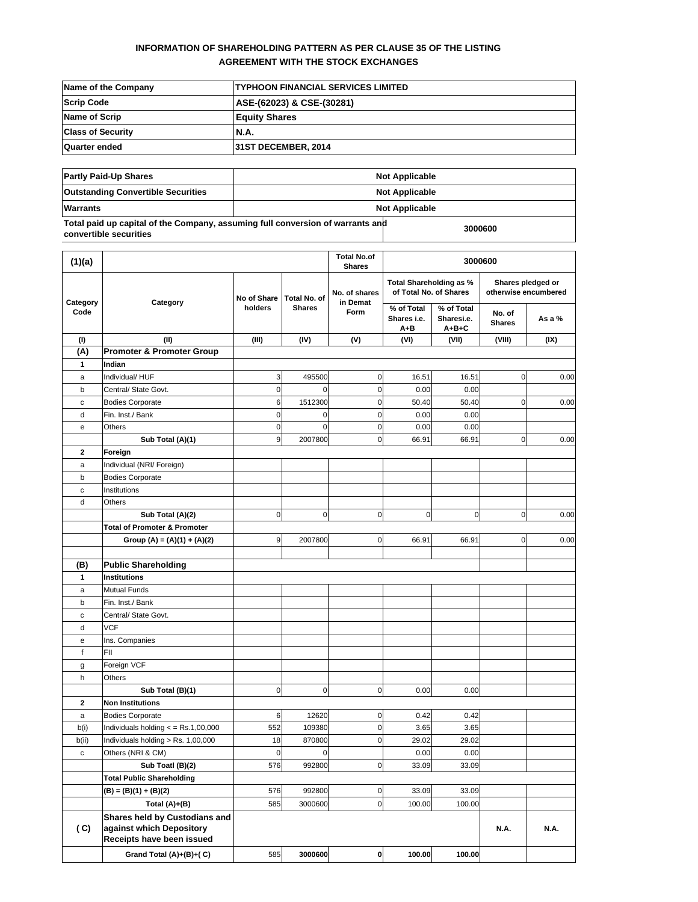## INFORMATION OF SHAREHOLDING PATTERN AS PER CLAUSE 35 OF THE LISTING AGREEMENT WITH THE STOCK EXCHANGES

| | |
|---|---|
| **Name of the Company** | **TYPHOON FINANCIAL SERVICES LIMITED** |
| **Scrip Code** | **ASE-(62023) & CSE-(30281)** |
| **Name of Scrip** | **Equity Shares** |
| **Class of Security** | **N.A.** |
| **Quarter ended** | **31ST DECEMBER, 2014** |

| | |
|---|---|
| **Partly Paid-Up Shares** | **Not Applicable** |
| **Outstanding Convertible Securities** | **Not Applicable** |
| **Warrants** | **Not Applicable** |
| **Total paid up capital of the Company, assuming full conversion of warrants and convertible securities** | **3000600** |

| (1)(a) | | | | Total No.of Shares | 3000600 | | | |
|---|---|---|---|---|---|---|---|---|
| Category Code | Category | No of Share holders | Total No. of Shares | No. of shares in Demat Form | Total Shareholding as % of Total No. of Shares | | Shares pledged or otherwise encumbered | |
| | | | | | % of Total Shares i.e. A+B | % of Total Sharesi.e. A+B+C | No. of Shares | As a % |
| (I) | (II) | (III) | (IV) | (V) | (VI) | (VII) | (VIII) | (IX) |
| **(A)** | **Promoter & Promoter Group** | | | | | | | |
| **1** | **Indian** | | | | | | | |
| a | Individual/ HUF | 3 | 495500 | 0 | 16.51 | 16.51 | 0 | 0.00 |
| b | Central/ State Govt. | 0 | 0 | 0 | 0.00 | 0.00 | | |
| c | Bodies Corporate | 6 | 1512300 | 0 | 50.40 | 50.40 | 0 | 0.00 |
| d | Fin. Inst./ Bank | 0 | 0 | 0 | 0.00 | 0.00 | | |
| e | Others | 0 | 0 | 0 | 0.00 | 0.00 | | |
| | **Sub Total (A)(1)** | 9 | 2007800 | 0 | 66.91 | 66.91 | 0 | 0.00 |
| **2** | **Foreign** | | | | | | | |
| a | Individual (NRI/ Foreign) | | | | | | | |
| b | Bodies Corporate | | | | | | | |
| c | Institutions | | | | | | | |
| d | Others | | | | | | | |
| | **Sub Total (A)(2)** | 0 | 0 | 0 | 0 | 0 | 0 | 0.00 |
| | **Total of Promoter & Promoter** | | | | | | | |
| | **Group (A) = (A)(1) + (A)(2)** | 9 | 2007800 | 0 | 66.91 | 66.91 | 0 | 0.00 |
| | | | | | | | | |
| **(B)** | **Public Shareholding** | | | | | | | |
| **1** | **Institutions** | | | | | | | |
| a | Mutual Funds | | | | | | | |
| b | Fin. Inst./ Bank | | | | | | | |
| c | Central/ State Govt. | | | | | | | |
| d | VCF | | | | | | | |
| e | Ins. Companies | | | | | | | |
| f | FII | | | | | | | |
| g | Foreign VCF | | | | | | | |
| h | Others | | | | | | | |
| | **Sub Total (B)(1)** | 0 | 0 | 0 | 0.00 | 0.00 | | |
| **2** | **Non Institutions** | | | | | | | |
| a | Bodies Corporate | 6 | 12620 | 0 | 0.42 | 0.42 | | |
| b(i) | Individuals holding < = Rs.1,00,000 | 552 | 109380 | 0 | 3.65 | 3.65 | | |
| b(ii) | Individuals holding > Rs. 1,00,000 | 18 | 870800 | 0 | 29.02 | 29.02 | | |
| c | Others (NRI & CM) | 0 | 0 | | 0.00 | 0.00 | | |
| | **Sub Toatl (B)(2)** | 576 | 992800 | 0 | 33.09 | 33.09 | | |
| | **Total Public Shareholding** | | | | | | | |
| | **(B) = (B)(1) + (B)(2)** | 576 | 992800 | 0 | 33.09 | 33.09 | | |
| | **Total (A)+(B)** | 585 | 3000600 | 0 | 100.00 | 100.00 | | |
| **( C)** | **Shares held by Custodians and against which Depository Receipts have been issued** | | | | | | **N.A.** | **N.A.** |
| | **Grand Total (A)+(B)+( C)** | 585 | **3000600** | **0** | **100.00** | **100.00** | | |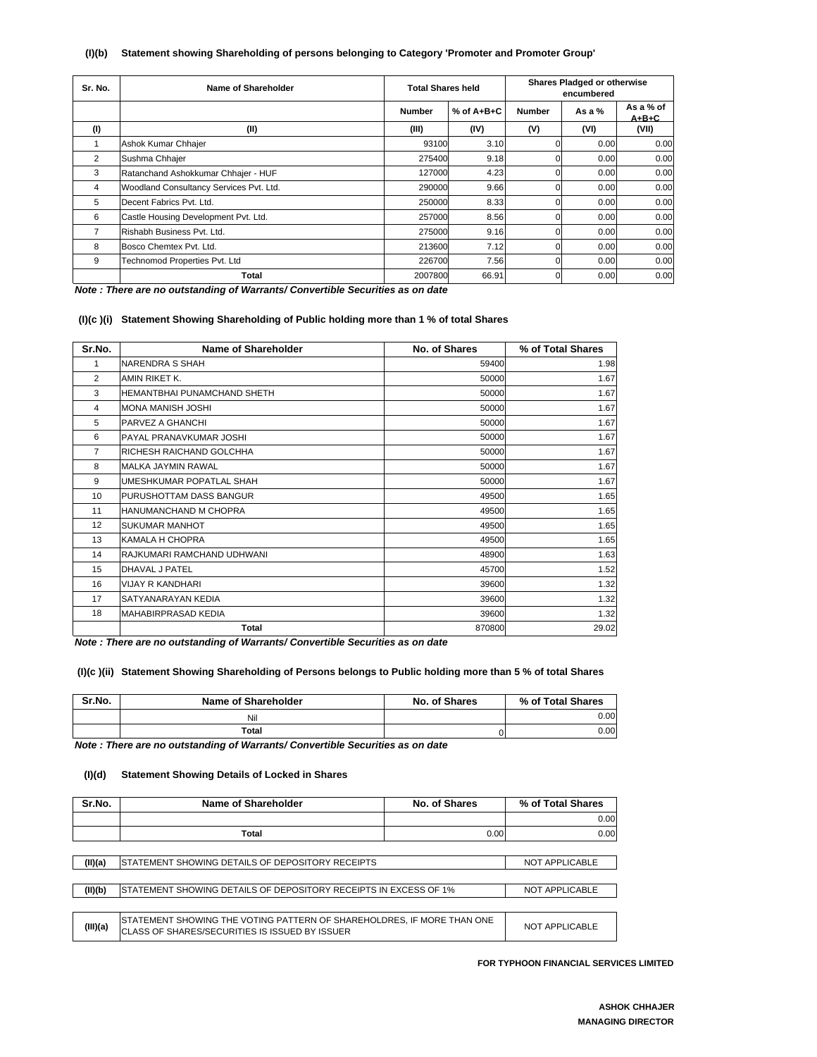### (I)(b) Statement showing Shareholding of persons belonging to Category 'Promoter and Promoter Group'

| Sr. No. | Name of Shareholder | Total Shares held | | Shares Pladged or otherwise encumbered | | |
|---|---|---|---|---|---|---|
| | | Number | % of A+B+C | Number | As a % | As a % of A+B+C |
| (I) | (II) | (III) | (IV) | (V) | (VI) | (VII) |
| 1 | Ashok Kumar Chhajer | 93100 | 3.10 | 0 | 0.00 | 0.00 |
| 2 | Sushma Chhajer | 275400 | 9.18 | 0 | 0.00 | 0.00 |
| 3 | Ratanchand Ashokkumar Chhajer - HUF | 127000 | 4.23 | 0 | 0.00 | 0.00 |
| 4 | Woodland Consultancy Services Pvt. Ltd. | 290000 | 9.66 | 0 | 0.00 | 0.00 |
| 5 | Decent Fabrics Pvt. Ltd. | 250000 | 8.33 | 0 | 0.00 | 0.00 |
| 6 | Castle Housing Development Pvt. Ltd. | 257000 | 8.56 | 0 | 0.00 | 0.00 |
| 7 | Rishabh Business Pvt. Ltd. | 275000 | 9.16 | 0 | 0.00 | 0.00 |
| 8 | Bosco Chemtex Pvt. Ltd. | 213600 | 7.12 | 0 | 0.00 | 0.00 |
| 9 | Technomod Properties Pvt. Ltd | 226700 | 7.56 | 0 | 0.00 | 0.00 |
| | **Total** | 2007800 | 66.91 | 0 | 0.00 | 0.00 |

***Note : There are no outstanding of Warrants/ Convertible Securities as on date***

### (I)(c )(i) Statement Showing Shareholding of Public holding more than 1 % of total Shares

| Sr.No. | Name of Shareholder | No. of Shares | % of Total Shares |
|---|---|---|---|
| 1 | NARENDRA S SHAH | 59400 | 1.98 |
| 2 | AMIN RIKET K. | 50000 | 1.67 |
| 3 | HEMANTBHAI PUNAMCHAND SHETH | 50000 | 1.67 |
| 4 | MONA MANISH JOSHI | 50000 | 1.67 |
| 5 | PARVEZ A GHANCHI | 50000 | 1.67 |
| 6 | PAYAL PRANAVKUMAR JOSHI | 50000 | 1.67 |
| 7 | RICHESH RAICHAND GOLCHHA | 50000 | 1.67 |
| 8 | MALKA JAYMIN RAWAL | 50000 | 1.67 |
| 9 | UMESHKUMAR POPATLAL SHAH | 50000 | 1.67 |
| 10 | PURUSHOTTAM DASS BANGUR | 49500 | 1.65 |
| 11 | HANUMANCHAND M CHOPRA | 49500 | 1.65 |
| 12 | SUKUMAR MANHOT | 49500 | 1.65 |
| 13 | KAMALA H CHOPRA | 49500 | 1.65 |
| 14 | RAJKUMARI RAMCHAND UDHWANI | 48900 | 1.63 |
| 15 | DHAVAL J PATEL | 45700 | 1.52 |
| 16 | VIJAY R KANDHARI | 39600 | 1.32 |
| 17 | SATYANARAYAN KEDIA | 39600 | 1.32 |
| 18 | MAHABIRPRASAD KEDIA | 39600 | 1.32 |
| | **Total** | 870800 | 29.02 |

***Note : There are no outstanding of Warrants/ Convertible Securities as on date***

### (I)(c )(ii) Statement Showing Shareholding of Persons belongs to Public holding more than 5 % of total Shares

| Sr.No. | Name of Shareholder | No. of Shares | % of Total Shares |
|---|---|---|---|
| | Nil | | 0.00 |
| | **Total** | 0 | 0.00 |

***Note : There are no outstanding of Warrants/ Convertible Securities as on date***

### (I)(d) Statement Showing Details of Locked in Shares

| Sr.No. | Name of Shareholder | No. of Shares | % of Total Shares |
|---|---|---|---|
| | | | 0.00 |
| | **Total** | 0.00 | 0.00 |

| | | |
|---|---|---|
| (II)(a) | STATEMENT SHOWING DETAILS OF DEPOSITORY RECEIPTS | NOT APPLICABLE |
| (II)(b) | STATEMENT SHOWING DETAILS OF DEPOSITORY RECEIPTS IN EXCESS OF 1% | NOT APPLICABLE |
| (III)(a) | STATEMENT SHOWING THE VOTING PATTERN OF SHAREHOLDRES, IF MORE THAN ONE CLASS OF SHARES/SECURITIES IS ISSUED BY ISSUER | NOT APPLICABLE |

**FOR TYPHOON FINANCIAL SERVICES LIMITED**

**ASHOK CHHAJER**
**MANAGING DIRECTOR**